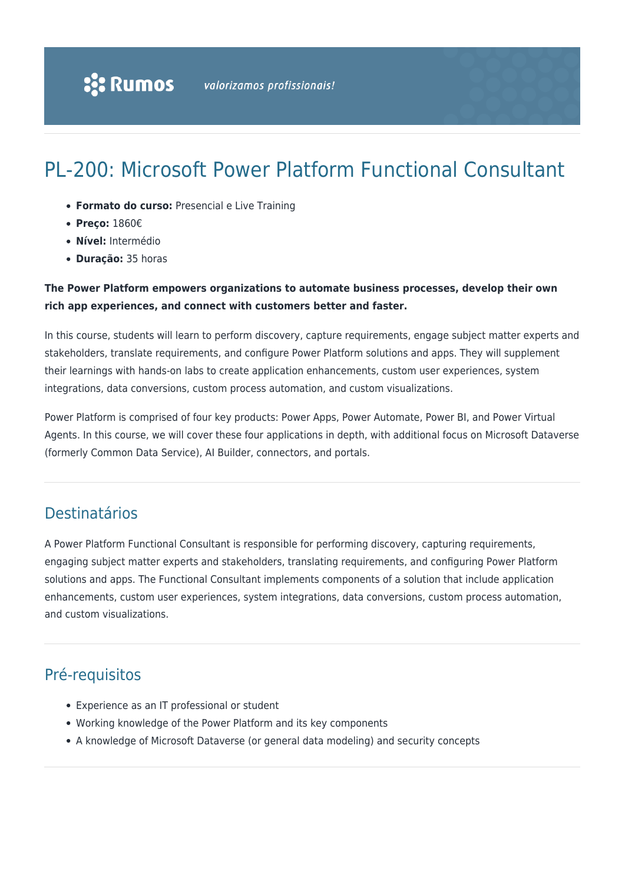# PL-200: Microsoft Power Platform Functional Consultant

- **Formato do curso:** Presencial e Live Training
- **Preço:** 1860€
- **Nível:** Intermédio
- **Duração:** 35 horas

**The Power Platform empowers organizations to automate business processes, develop their own rich app experiences, and connect with customers better and faster.**

In this course, students will learn to perform discovery, capture requirements, engage subject matter experts and stakeholders, translate requirements, and configure Power Platform solutions and apps. They will supplement their learnings with hands-on labs to create application enhancements, custom user experiences, system integrations, data conversions, custom process automation, and custom visualizations.

Power Platform is comprised of four key products: Power Apps, Power Automate, Power BI, and Power Virtual Agents. In this course, we will cover these four applications in depth, with additional focus on Microsoft Dataverse (formerly Common Data Service), AI Builder, connectors, and portals.

## Destinatários

A Power Platform Functional Consultant is responsible for performing discovery, capturing requirements, engaging subject matter experts and stakeholders, translating requirements, and configuring Power Platform solutions and apps. The Functional Consultant implements components of a solution that include application enhancements, custom user experiences, system integrations, data conversions, custom process automation, and custom visualizations.

## Pré-requisitos

- Experience as an IT professional or student
- Working knowledge of the Power Platform and its key components
- A knowledge of Microsoft Dataverse (or general data modeling) and security concepts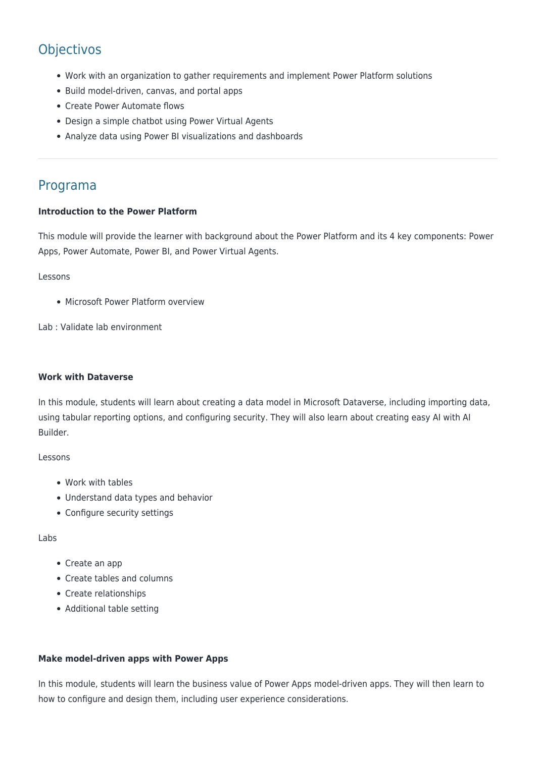## Objectivos

- Work with an organization to gather requirements and implement Power Platform solutions
- Build model-driven, canvas, and portal apps
- Create Power Automate flows
- Design a simple chatbot using Power Virtual Agents
- Analyze data using Power BI visualizations and dashboards

---

## Programa

**Introduction to the Power Platform**

This module will provide the learner with background about the Power Platform and its 4 key components: Power Apps, Power Automate, Power BI, and Power Virtual Agents.

Lessons

- Microsoft Power Platform overview

Lab : Validate lab environment

**Work with Dataverse**

In this module, students will learn about creating a data model in Microsoft Dataverse, including importing data, using tabular reporting options, and configuring security. They will also learn about creating easy AI with AI Builder.

Lessons

- Work with tables
- Understand data types and behavior
- Configure security settings

Labs

- Create an app
- Create tables and columns
- Create relationships
- Additional table setting

**Make model-driven apps with Power Apps**

In this module, students will learn the business value of Power Apps model-driven apps. They will then learn to how to configure and design them, including user experience considerations.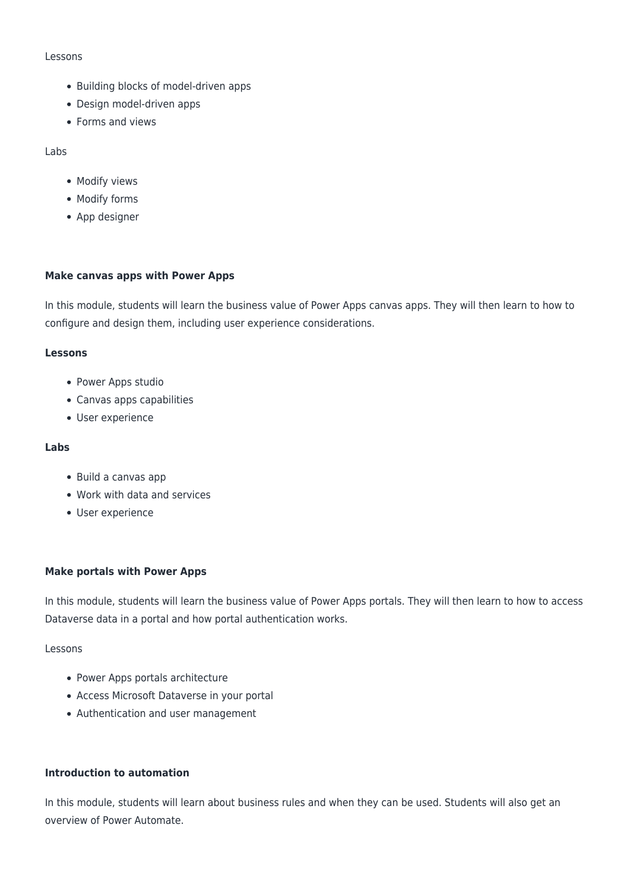Lessons

- Building blocks of model-driven apps
- Design model-driven apps
- Forms and views

Labs

- Modify views
- Modify forms
- App designer

**Make canvas apps with Power Apps**

In this module, students will learn the business value of Power Apps canvas apps. They will then learn to how to configure and design them, including user experience considerations.

**Lessons**

- Power Apps studio
- Canvas apps capabilities
- User experience

**Labs**

- Build a canvas app
- Work with data and services
- User experience

**Make portals with Power Apps**

In this module, students will learn the business value of Power Apps portals. They will then learn to how to access Dataverse data in a portal and how portal authentication works.

Lessons

- Power Apps portals architecture
- Access Microsoft Dataverse in your portal
- Authentication and user management

**Introduction to automation**

In this module, students will learn about business rules and when they can be used. Students will also get an overview of Power Automate.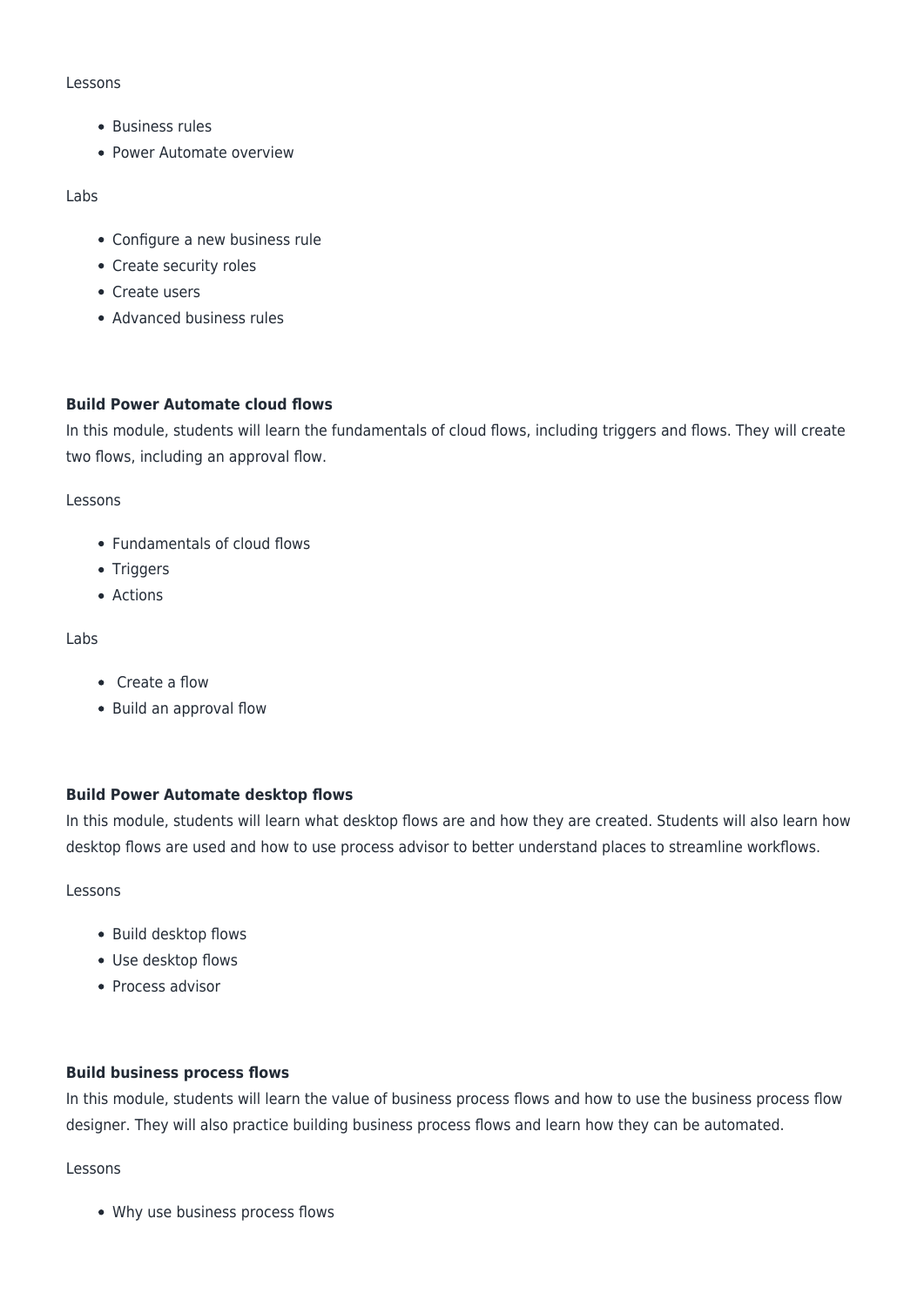Lessons

- Business rules
- Power Automate overview

Labs

- Configure a new business rule
- Create security roles
- Create users
- Advanced business rules

**Build Power Automate cloud flows**

In this module, students will learn the fundamentals of cloud flows, including triggers and flows. They will create two flows, including an approval flow.

Lessons

- Fundamentals of cloud flows
- Triggers
- Actions

Labs

- Create a flow
- Build an approval flow

**Build Power Automate desktop flows**

In this module, students will learn what desktop flows are and how they are created. Students will also learn how desktop flows are used and how to use process advisor to better understand places to streamline workflows.

Lessons

- Build desktop flows
- Use desktop flows
- Process advisor

**Build business process flows**

In this module, students will learn the value of business process flows and how to use the business process flow designer. They will also practice building business process flows and learn how they can be automated.

Lessons

- Why use business process flows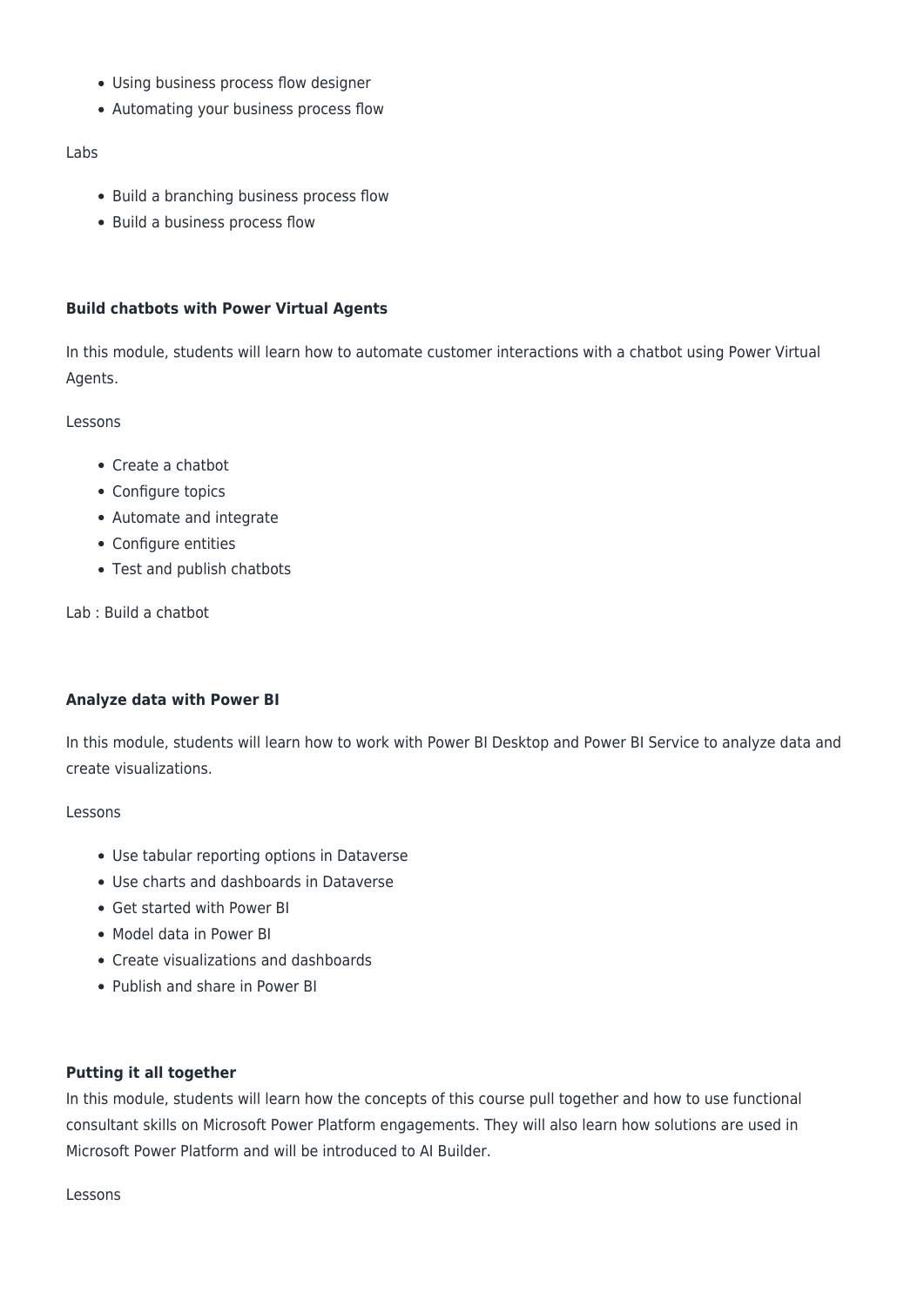- Using business process flow designer
- Automating your business process flow

Labs

- Build a branching business process flow
- Build a business process flow

**Build chatbots with Power Virtual Agents**

In this module, students will learn how to automate customer interactions with a chatbot using Power Virtual Agents.

Lessons

- Create a chatbot
- Configure topics
- Automate and integrate
- Configure entities
- Test and publish chatbots

Lab : Build a chatbot

**Analyze data with Power BI**

In this module, students will learn how to work with Power BI Desktop and Power BI Service to analyze data and create visualizations.

Lessons

- Use tabular reporting options in Dataverse
- Use charts and dashboards in Dataverse
- Get started with Power BI
- Model data in Power BI
- Create visualizations and dashboards
- Publish and share in Power BI

**Putting it all together**

In this module, students will learn how the concepts of this course pull together and how to use functional consultant skills on Microsoft Power Platform engagements. They will also learn how solutions are used in Microsoft Power Platform and will be introduced to AI Builder.

Lessons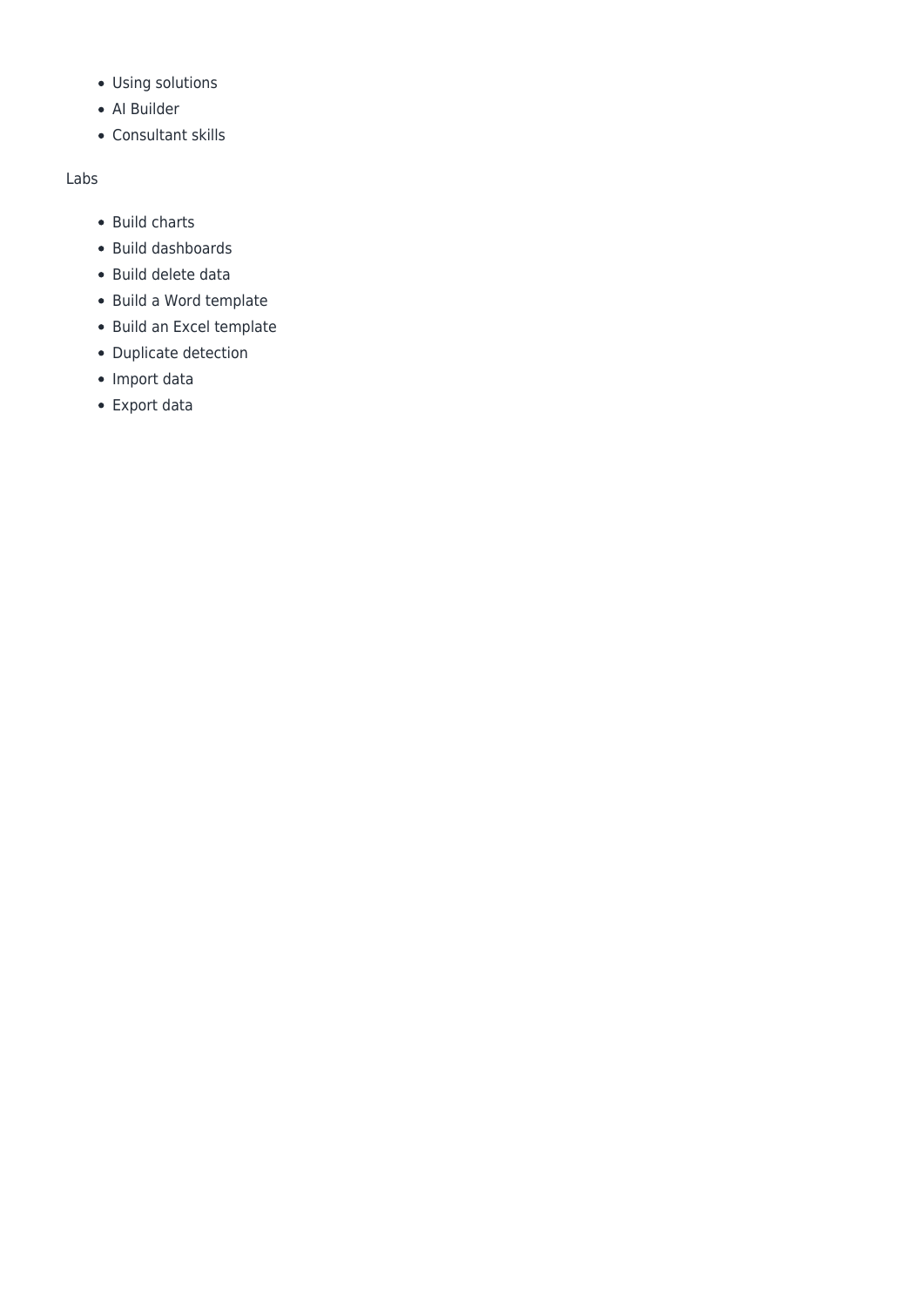- Using solutions
- AI Builder
- Consultant skills

Labs

- Build charts
- Build dashboards
- Build delete data
- Build a Word template
- Build an Excel template
- Duplicate detection
- Import data
- Export data